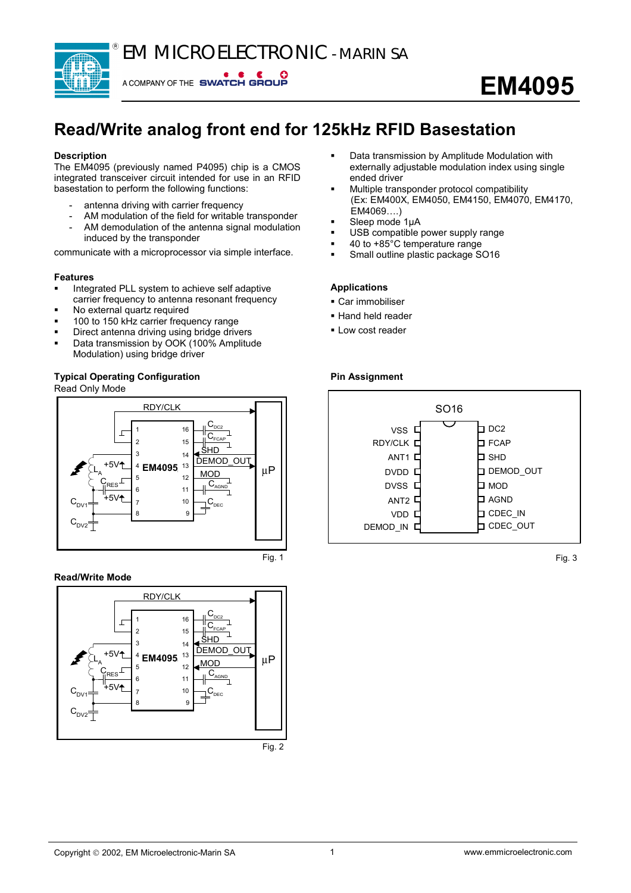# EM MICROELECTRONIC - MARIN SA

A COMPANY OF THE SWATCH GROUP

# EM4095

## Read/Write analog front end for 125kHz RFID Basestation

### Description

The EM4095 (previously named P4095) chip is a CMOS integrated transceiver circuit intended for use in an RFID basestation to perform the following functions:

- antenna driving with carrier frequency
- AM modulation of the field for writable transponder
- AM demodulation of the antenna signal modulation induced by the transponder

communicate with a microprocessor via simple interface.

### Features

- Integrated PLL system to achieve self adaptive carrier frequency to antenna resonant frequency
- No external quartz required
- 100 to 150 kHz carrier frequency range
- Direct antenna driving using bridge drivers
- Data transmission by OOK (100% Amplitude Modulation) using bridge driver
- Data transmission by Amplitude Modulation with externally adjustable modulation index using single ended driver
- Multiple transponder protocol compatibility (Ex: EM400X, EM4050, EM4150, EM4070, EM4170, EM4069….)
- Sleep mode 1µA
- USB compatible power supply range
- 40 to +85°C temperature range
- Small outline plastic package SO16

### Applications

- Car immobiliser
- Hand held reader
- Low cost reader

### Typical Operating Configuration

Read Only Mode

Fig. 1

### Read/Write Mode

Fig. 2

### Pin Assignment

SO16

| Pin | Name | Pin | Name |
|---|---|---|---|
| 1 | VSS | 16 | DC2 |
| 2 | RDY/CLK | 15 | FCAP |
| 3 | ANT1 | 14 | SHD |
| 4 | DVDD | 13 | DEMOD_OUT |
| 5 | DVSS | 12 | MOD |
| 6 | ANT2 | 11 | AGND |
| 7 | VDD | 10 | CDEC_IN |
| 8 | DEMOD_IN | 9 | CDEC_OUT |

Fig. 3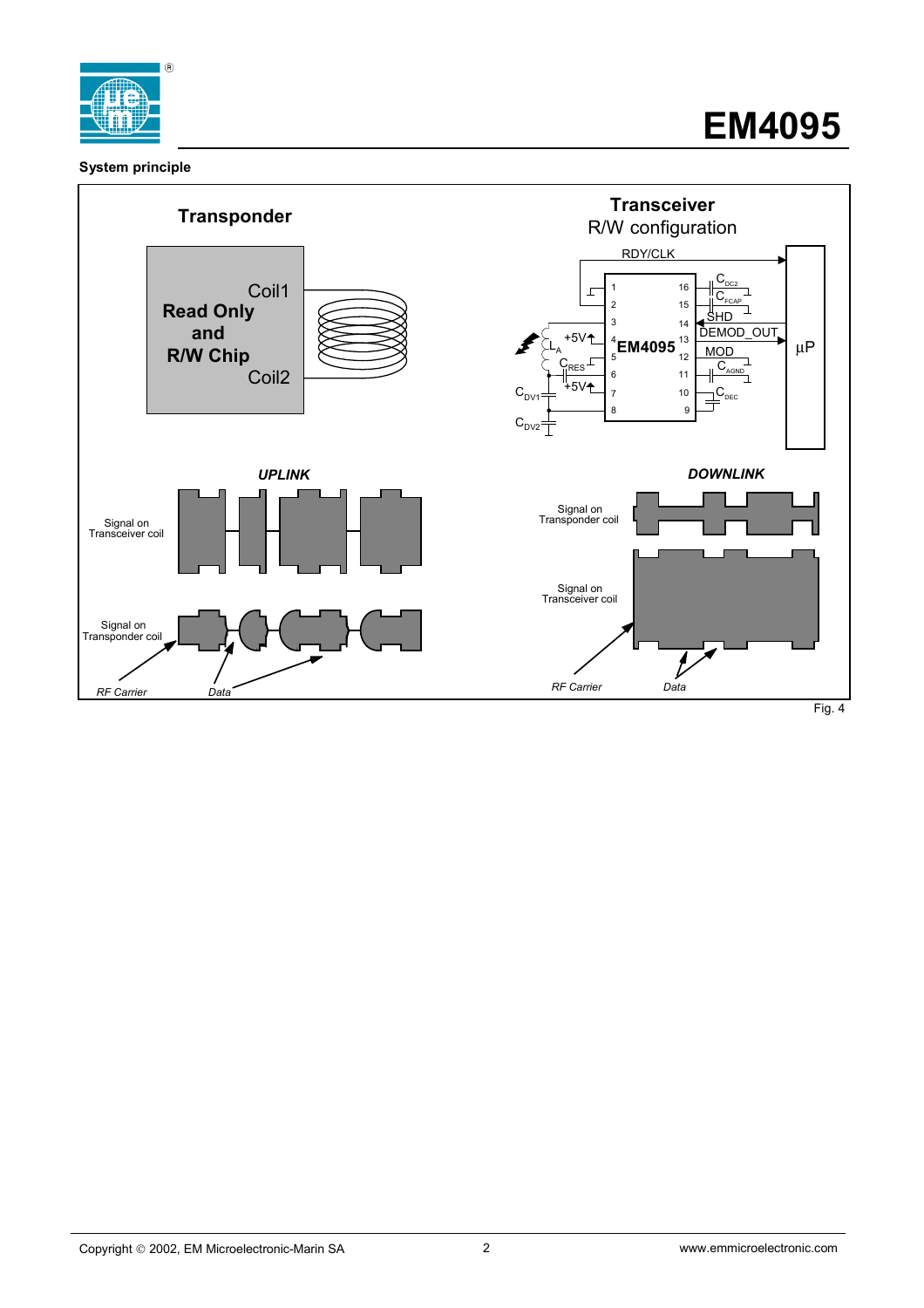**System principle**

Transponder

Read Only and R/W Chip

Coil1

Coil2

Transceiver

R/W configuration

RDY/CLK

EM4095

µP

$C_{DC2}$, $C_{FCAP}$, SHD, DEMOD_OUT, MOD, $C_{AGND}$, $C_{DEC}$, $L_A$, $C_{RES}$, $C_{DV1}$, $C_{DV2}$, +5V

*UPLINK*

Signal on Transceiver coil

Signal on Transponder coil

*RF Carrier*

*Data*

*DOWNLINK*

Signal on Transponder coil

Signal on Transceiver coil

*RF Carrier*

*Data*

Fig. 4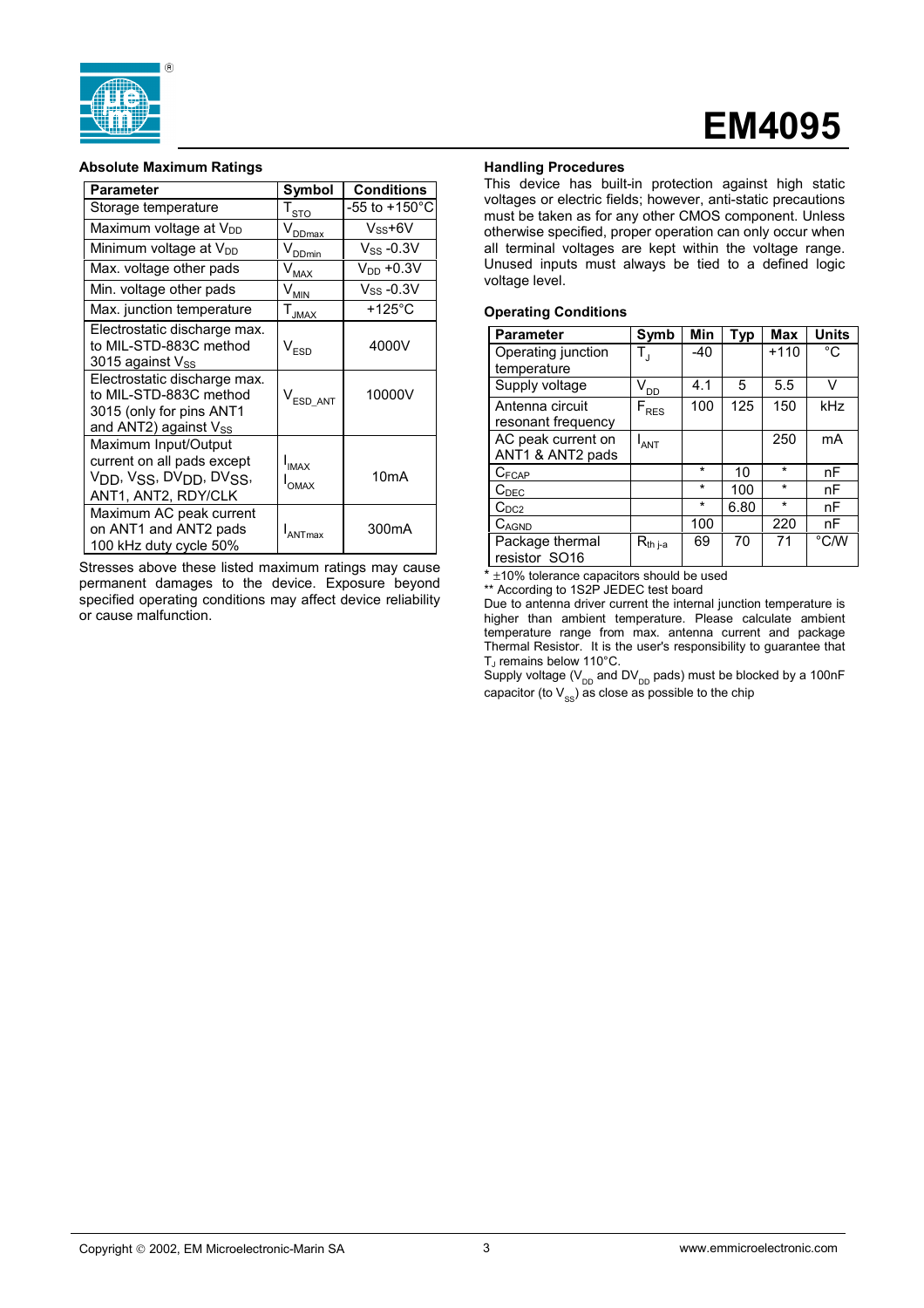## Absolute Maximum Ratings

| Parameter | Symbol | Conditions |
|---|---|---|
| Storage temperature | $T_{STO}$ | -55 to +150°C |
| Maximum voltage at $V_{DD}$ | $V_{DDmax}$ | $V_{SS}$+6V |
| Minimum voltage at $V_{DD}$ | $V_{DDmin}$ | $V_{SS}$ -0.3V |
| Max. voltage other pads | $V_{MAX}$ | $V_{DD}$ +0.3V |
| Min. voltage other pads | $V_{MIN}$ | $V_{SS}$ -0.3V |
| Max. junction temperature | $T_{JMAX}$ | +125°C |
| Electrostatic discharge max. to MIL-STD-883C method 3015 against $V_{SS}$ | $V_{ESD}$ | 4000V |
| Electrostatic discharge max. to MIL-STD-883C method 3015 (only for pins ANT1 and ANT2) against $V_{SS}$ | $V_{ESD\_ANT}$ | 10000V |
| Maximum Input/Output current on all pads except $V_{DD}$, $V_{SS}$, $DV_{DD}$, $DV_{SS}$, ANT1, ANT2, RDY/CLK | $I_{IMAX}$ $I_{OMAX}$ | 10mA |
| Maximum AC peak current on ANT1 and ANT2 pads 100 kHz duty cycle 50% | $I_{ANTmax}$ | 300mA |

Stresses above these listed maximum ratings may cause permanent damages to the device. Exposure beyond specified operating conditions may affect device reliability or cause malfunction.

## Handling Procedures

This device has built-in protection against high static voltages or electric fields; however, anti-static precautions must be taken as for any other CMOS component. Unless otherwise specified, proper operation can only occur when all terminal voltages are kept within the voltage range. Unused inputs must always be tied to a defined logic voltage level.

## Operating Conditions

| Parameter | Symb | Min | Typ | Max | Units |
|---|---|---|---|---|---|
| Operating junction temperature | $T_J$ | -40 | | +110 | °C |
| Supply voltage | $V_{DD}$ | 4.1 | 5 | 5.5 | V |
| Antenna circuit resonant frequency | $F_{RES}$ | 100 | 125 | 150 | kHz |
| AC peak current on ANT1 & ANT2 pads | $I_{ANT}$ | | | 250 | mA |
| $C_{FCAP}$ | | * | 10 | * | nF |
| $C_{DEC}$ | | * | 100 | * | nF |
| $C_{DC2}$ | | * | 6.80 | * | nF |
| $C_{AGND}$ | | 100 | | 220 | nF |
| Package thermal resistor SO16 | $R_{th\ j\text{-}a}$ | 69 | 70 | 71 | °C/W |

\* ±10% tolerance capacitors should be used

\*\* According to 1S2P JEDEC test board

Due to antenna driver current the internal junction temperature is higher than ambient temperature. Please calculate ambient temperature range from max. antenna current and package Thermal Resistor. It is the user's responsibility to guarantee that $T_J$ remains below 110°C.

Supply voltage ($V_{DD}$ and $DV_{DD}$ pads) must be blocked by a 100nF capacitor (to $V_{SS}$) as close as possible to the chip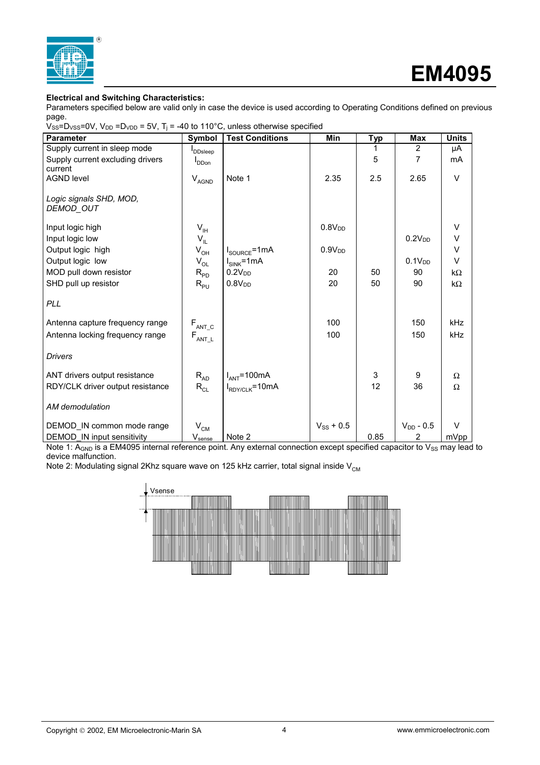**Electrical and Switching Characteristics:**

Parameters specified below are valid only in case the device is used according to Operating Conditions defined on previous page.

$V_{SS}$=$D_{VSS}$=0V, $V_{DD}$ =$D_{VDD}$ = 5V, $T_j$ = -40 to 110°C, unless otherwise specified

| Parameter | Symbol | Test Conditions | Min | Typ | Max | Units |
|---|---|---|---|---|---|---|
| Supply current in sleep mode | $I_{DDsleep}$ | | | 1 | 2 | µA |
| Supply current excluding drivers current | $I_{DDon}$ | | | 5 | 7 | mA |
| AGND level | $V_{AGND}$ | Note 1 | 2.35 | 2.5 | 2.65 | V |
| *Logic signals SHD, MOD, DEMOD_OUT* | | | | | | |
| Input logic high | $V_{IH}$ | | $0.8V_{DD}$ | | | V |
| Input logic low | $V_{IL}$ | | | | $0.2V_{DD}$ | V |
| Output logic high | $V_{OH}$ | $I_{SOURCE}$=1mA | $0.9V_{DD}$ | | | V |
| Output logic low | $V_{OL}$ | $I_{SINK}$=1mA | | | $0.1V_{DD}$ | V |
| MOD pull down resistor | $R_{PD}$ | $0.2V_{DD}$ | 20 | 50 | 90 | kΩ |
| SHD pull up resistor | $R_{PU}$ | $0.8V_{DD}$ | 20 | 50 | 90 | kΩ |
| *PLL* | | | | | | |
| Antenna capture frequency range | $F_{ANT\_C}$ | | 100 | | 150 | kHz |
| Antenna locking frequency range | $F_{ANT\_L}$ | | 100 | | 150 | kHz |
| *Drivers* | | | | | | |
| ANT drivers output resistance | $R_{AD}$ | $I_{ANT}$=100mA | | 3 | 9 | Ω |
| RDY/CLK driver output resistance | $R_{CL}$ | $I_{RDY/CLK}$=10mA | | 12 | 36 | Ω |
| *AM demodulation* | | | | | | |
| DEMOD_IN common mode range | $V_{CM}$ | | $V_{SS}$ + 0.5 | | $V_{DD}$ - 0.5 | V |
| DEMOD_IN input sensitivity | $V_{sense}$ | Note 2 | | 0.85 | 2 | mVpp |

Note 1: $A_{GND}$ is a EM4095 internal reference point. Any external connection except specified capacitor to $V_{SS}$ may lead to device malfunction.

Note 2: Modulating signal 2Khz square wave on 125 kHz carrier, total signal inside $V_{CM}$

Vsense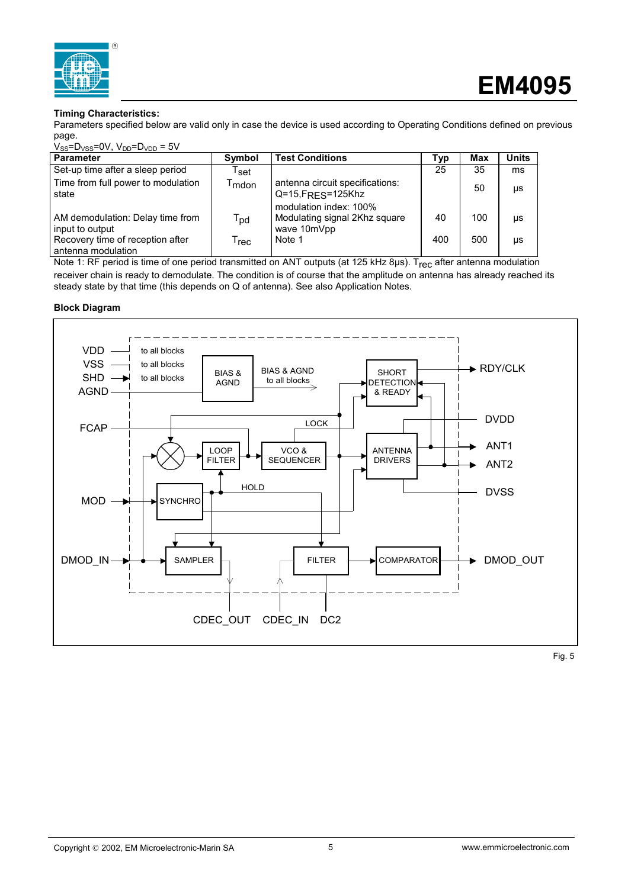**Timing Characteristics:**

Parameters specified below are valid only in case the device is used according to Operating Conditions defined on previous page.

$V_{SS}$=$D_{VSS}$=0V, $V_{DD}$=$D_{VDD}$ = 5V

| Parameter | Symbol | Test Conditions | Typ | Max | Units |
|---|---|---|---|---|---|
| Set-up time after a sleep period | $T_{set}$ | | 25 | 35 | ms |
| Time from full power to modulation state | $T_{mdon}$ | antenna circuit specifications: Q=15, $F_{RES}$=125Khz | | 50 | µs |
| AM demodulation: Delay time from input to output | $T_{pd}$ | modulation index: 100% Modulating signal 2Khz square wave 10mVpp | 40 | 100 | µs |
| Recovery time of reception after antenna modulation | $T_{rec}$ | Note 1 | 400 | 500 | µs |

Note 1: RF period is time of one period transmitted on ANT outputs (at 125 kHz 8µs). $T_{rec}$ after antenna modulation receiver chain is ready to demodulate. The condition is of course that the amplitude on antenna has already reached its steady state by that time (this depends on Q of antenna). See also Application Notes.

**Block Diagram**

Fig. 5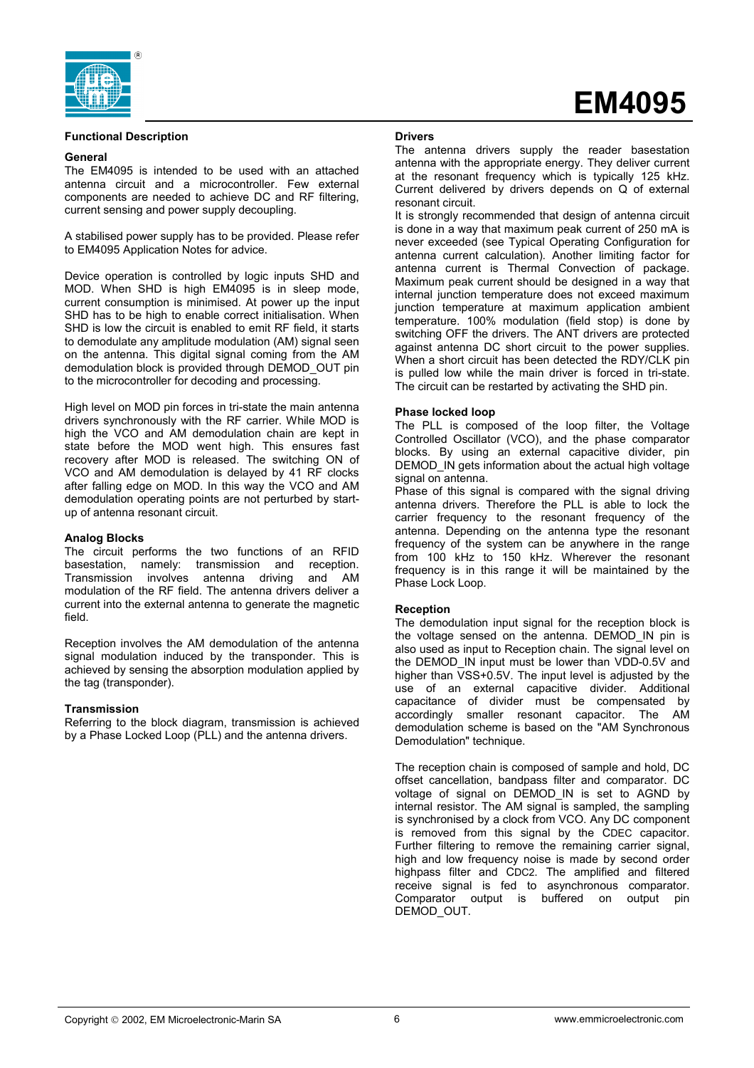## Functional Description

### General

The EM4095 is intended to be used with an attached antenna circuit and a microcontroller. Few external components are needed to achieve DC and RF filtering, current sensing and power supply decoupling.

A stabilised power supply has to be provided. Please refer to EM4095 Application Notes for advice.

Device operation is controlled by logic inputs SHD and MOD. When SHD is high EM4095 is in sleep mode, current consumption is minimised. At power up the input SHD has to be high to enable correct initialisation. When SHD is low the circuit is enabled to emit RF field, it starts to demodulate any amplitude modulation (AM) signal seen on the antenna. This digital signal coming from the AM demodulation block is provided through DEMOD_OUT pin to the microcontroller for decoding and processing.

High level on MOD pin forces in tri-state the main antenna drivers synchronously with the RF carrier. While MOD is high the VCO and AM demodulation chain are kept in state before the MOD went high. This ensures fast recovery after MOD is released. The switching ON of VCO and AM demodulation is delayed by 41 RF clocks after falling edge on MOD. In this way the VCO and AM demodulation operating points are not perturbed by start-up of antenna resonant circuit.

### Analog Blocks

The circuit performs the two functions of an RFID basestation, namely: transmission and reception. Transmission involves antenna driving and AM modulation of the RF field. The antenna drivers deliver a current into the external antenna to generate the magnetic field.

Reception involves the AM demodulation of the antenna signal modulation induced by the transponder. This is achieved by sensing the absorption modulation applied by the tag (transponder).

### Transmission

Referring to the block diagram, transmission is achieved by a Phase Locked Loop (PLL) and the antenna drivers.

### Drivers

The antenna drivers supply the reader basestation antenna with the appropriate energy. They deliver current at the resonant frequency which is typically 125 kHz. Current delivered by drivers depends on Q of external resonant circuit.

It is strongly recommended that design of antenna circuit is done in a way that maximum peak current of 250 mA is never exceeded (see Typical Operating Configuration for antenna current calculation). Another limiting factor for antenna current is Thermal Convection of package. Maximum peak current should be designed in a way that internal junction temperature does not exceed maximum junction temperature at maximum application ambient temperature. 100% modulation (field stop) is done by switching OFF the drivers. The ANT drivers are protected against antenna DC short circuit to the power supplies. When a short circuit has been detected the RDY/CLK pin is pulled low while the main driver is forced in tri-state. The circuit can be restarted by activating the SHD pin.

### Phase locked loop

The PLL is composed of the loop filter, the Voltage Controlled Oscillator (VCO), and the phase comparator blocks. By using an external capacitive divider, pin DEMOD_IN gets information about the actual high voltage signal on antenna.

Phase of this signal is compared with the signal driving antenna drivers. Therefore the PLL is able to lock the carrier frequency to the resonant frequency of the antenna. Depending on the antenna type the resonant frequency of the system can be anywhere in the range from 100 kHz to 150 kHz. Wherever the resonant frequency is in this range it will be maintained by the Phase Lock Loop.

### Reception

The demodulation input signal for the reception block is the voltage sensed on the antenna. DEMOD_IN pin is also used as input to Reception chain. The signal level on the DEMOD_IN input must be lower than VDD-0.5V and higher than VSS+0.5V. The input level is adjusted by the use of an external capacitive divider. Additional capacitance of divider must be compensated by accordingly smaller resonant capacitor. The AM demodulation scheme is based on the "AM Synchronous Demodulation" technique.

The reception chain is composed of sample and hold, DC offset cancellation, bandpass filter and comparator. DC voltage of signal on DEMOD_IN is set to AGND by internal resistor. The AM signal is sampled, the sampling is synchronised by a clock from VCO. Any DC component is removed from this signal by the CDEC capacitor. Further filtering to remove the remaining carrier signal, high and low frequency noise is made by second order highpass filter and CDC2. The amplified and filtered receive signal is fed to asynchronous comparator. Comparator output is buffered on output pin DEMOD_OUT.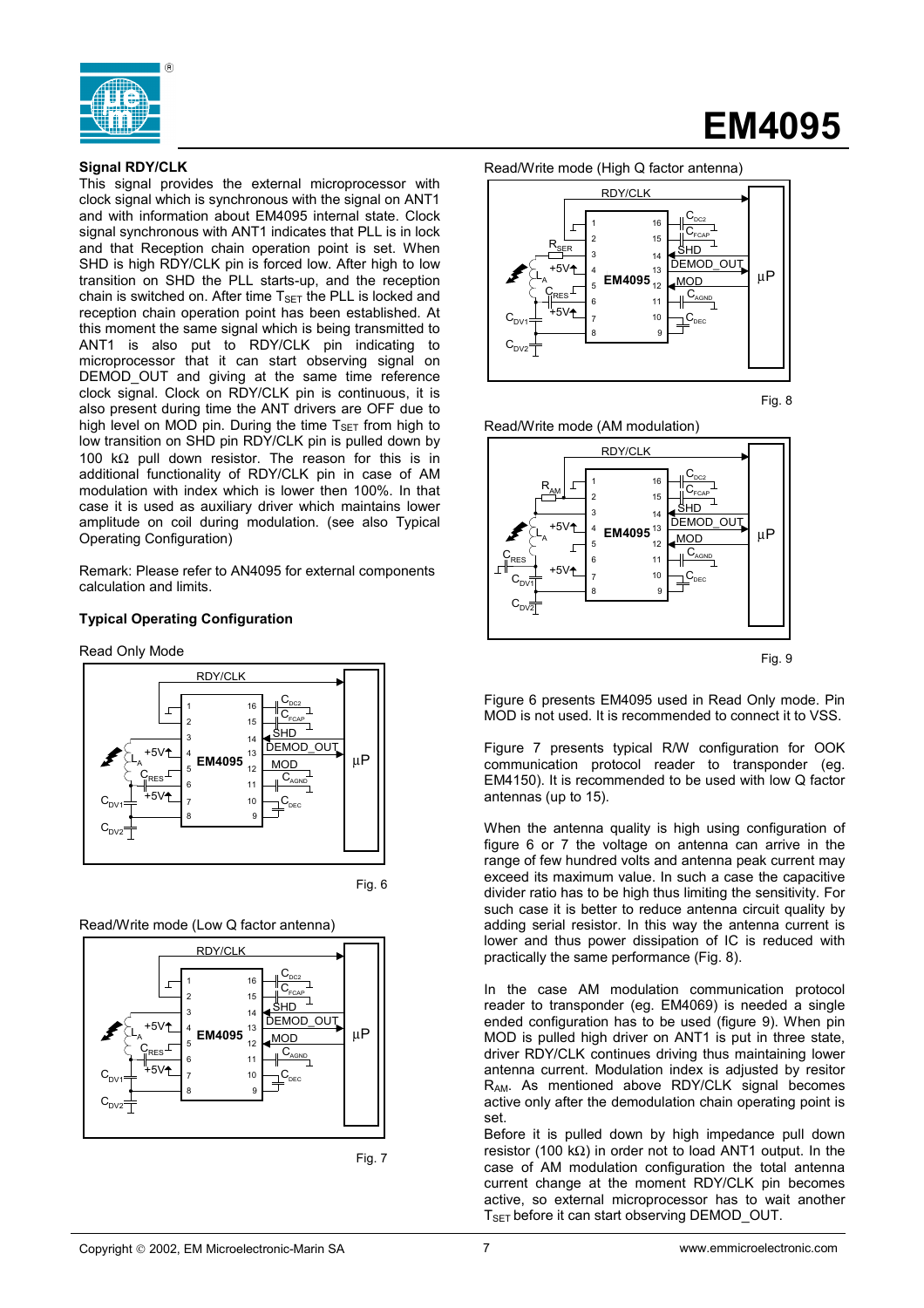### Signal RDY/CLK

This signal provides the external microprocessor with clock signal which is synchronous with the signal on ANT1 and with information about EM4095 internal state. Clock signal synchronous with ANT1 indicates that PLL is in lock and that Reception chain operation point is set. When SHD is high RDY/CLK pin is forced low. After high to low transition on SHD the PLL starts-up, and the reception chain is switched on. After time $T_{SET}$ the PLL is locked and reception chain operation point has been established. At this moment the same signal which is being transmitted to ANT1 is also put to RDY/CLK pin indicating to microprocessor that it can start observing signal on DEMOD_OUT and giving at the same time reference clock signal. Clock on RDY/CLK pin is continuous, it is also present during time the ANT drivers are OFF due to high level on MOD pin. During the time $T_{SET}$ from high to low transition on SHD pin RDY/CLK pin is pulled down by 100 kΩ pull down resistor. The reason for this is in additional functionality of RDY/CLK pin in case of AM modulation with index which is lower then 100%. In that case it is used as auxiliary driver which maintains lower amplitude on coil during modulation. (see also Typical Operating Configuration)

Remark: Please refer to AN4095 for external components calculation and limits.

### Typical Operating Configuration

Read Only Mode

Fig. 6

Read/Write mode (Low Q factor antenna)

Fig. 7

Read/Write mode (High Q factor antenna)

Fig. 8

Read/Write mode (AM modulation)

Fig. 9

Figure 6 presents EM4095 used in Read Only mode. Pin MOD is not used. It is recommended to connect it to VSS.

Figure 7 presents typical R/W configuration for OOK communication protocol reader to transponder (eg. EM4150). It is recommended to be used with low Q factor antennas (up to 15).

When the antenna quality is high using configuration of figure 6 or 7 the voltage on antenna can arrive in the range of few hundred volts and antenna peak current may exceed its maximum value. In such a case the capacitive divider ratio has to be high thus limiting the sensitivity. For such case it is better to reduce antenna circuit quality by adding serial resistor. In this way the antenna current is lower and thus power dissipation of IC is reduced with practically the same performance (Fig. 8).

In the case AM modulation communication protocol reader to transponder (eg. EM4069) is needed a single ended configuration has to be used (figure 9). When pin MOD is pulled high driver on ANT1 is put in three state, driver RDY/CLK continues driving thus maintaining lower antenna current. Modulation index is adjusted by resitor $R_{AM}$. As mentioned above RDY/CLK signal becomes active only after the demodulation chain operating point is set.

Before it is pulled down by high impedance pull down resistor (100 kΩ) in order not to load ANT1 output. In the case of AM modulation configuration the total antenna current change at the moment RDY/CLK pin becomes active, so external microprocessor has to wait another $T_{SET}$ before it can start observing DEMOD_OUT.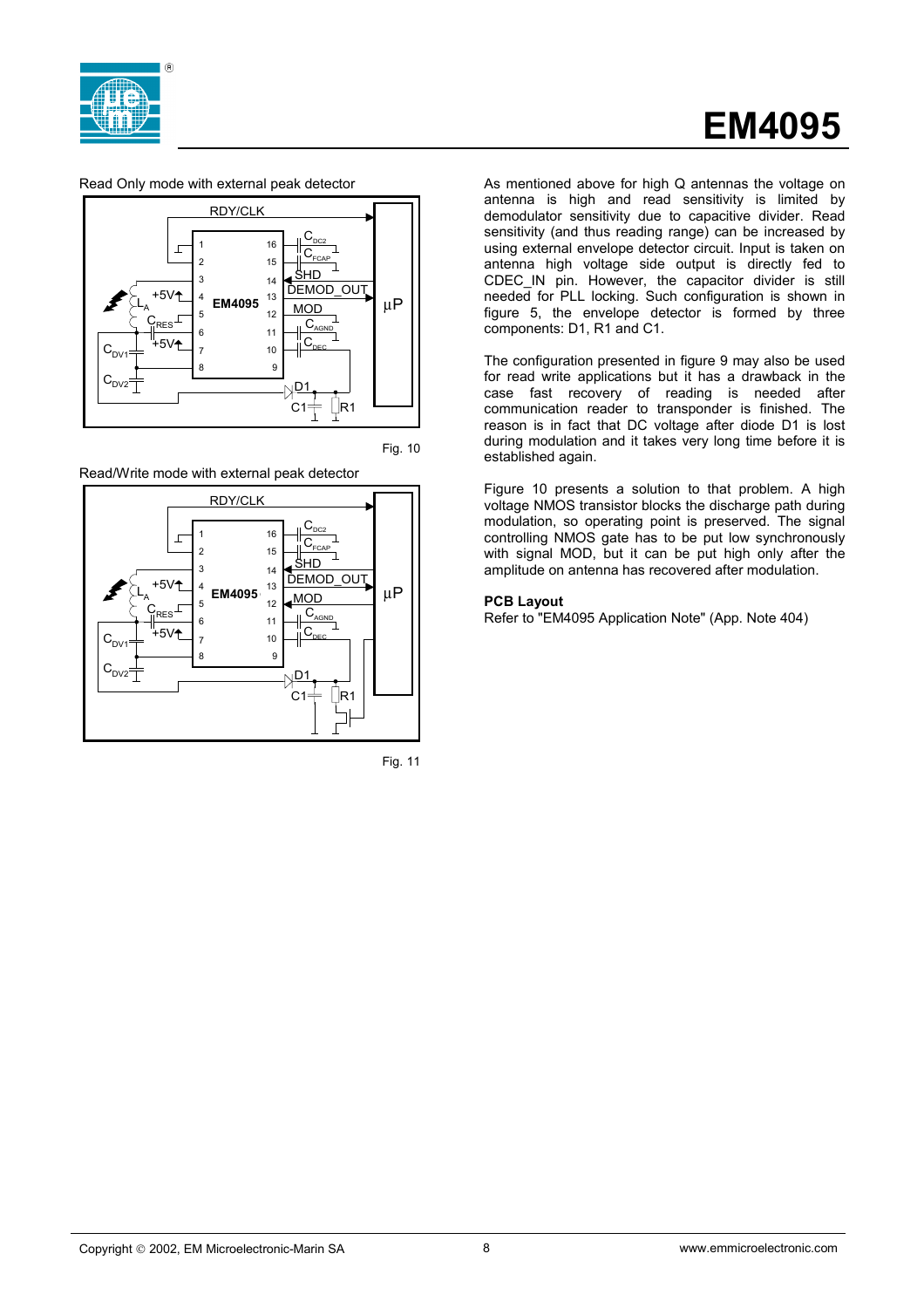Read Only mode with external peak detector

Fig. 10

Read/Write mode with external peak detector

Fig. 11

As mentioned above for high Q antennas the voltage on antenna is high and read sensitivity is limited by demodulator sensitivity due to capacitive divider. Read sensitivity (and thus reading range) can be increased by using external envelope detector circuit. Input is taken on antenna high voltage side output is directly fed to CDEC_IN pin. However, the capacitor divider is still needed for PLL locking. Such configuration is shown in figure 5, the envelope detector is formed by three components: D1, R1 and C1.

The configuration presented in figure 9 may also be used for read write applications but it has a drawback in the case fast recovery of reading is needed after communication reader to transponder is finished. The reason is in fact that DC voltage after diode D1 is lost during modulation and it takes very long time before it is established again.

Figure 10 presents a solution to that problem. A high voltage NMOS transistor blocks the discharge path during modulation, so operating point is preserved. The signal controlling NMOS gate has to be put low synchronously with signal MOD, but it can be put high only after the amplitude on antenna has recovered after modulation.

**PCB Layout**

Refer to "EM4095 Application Note" (App. Note 404)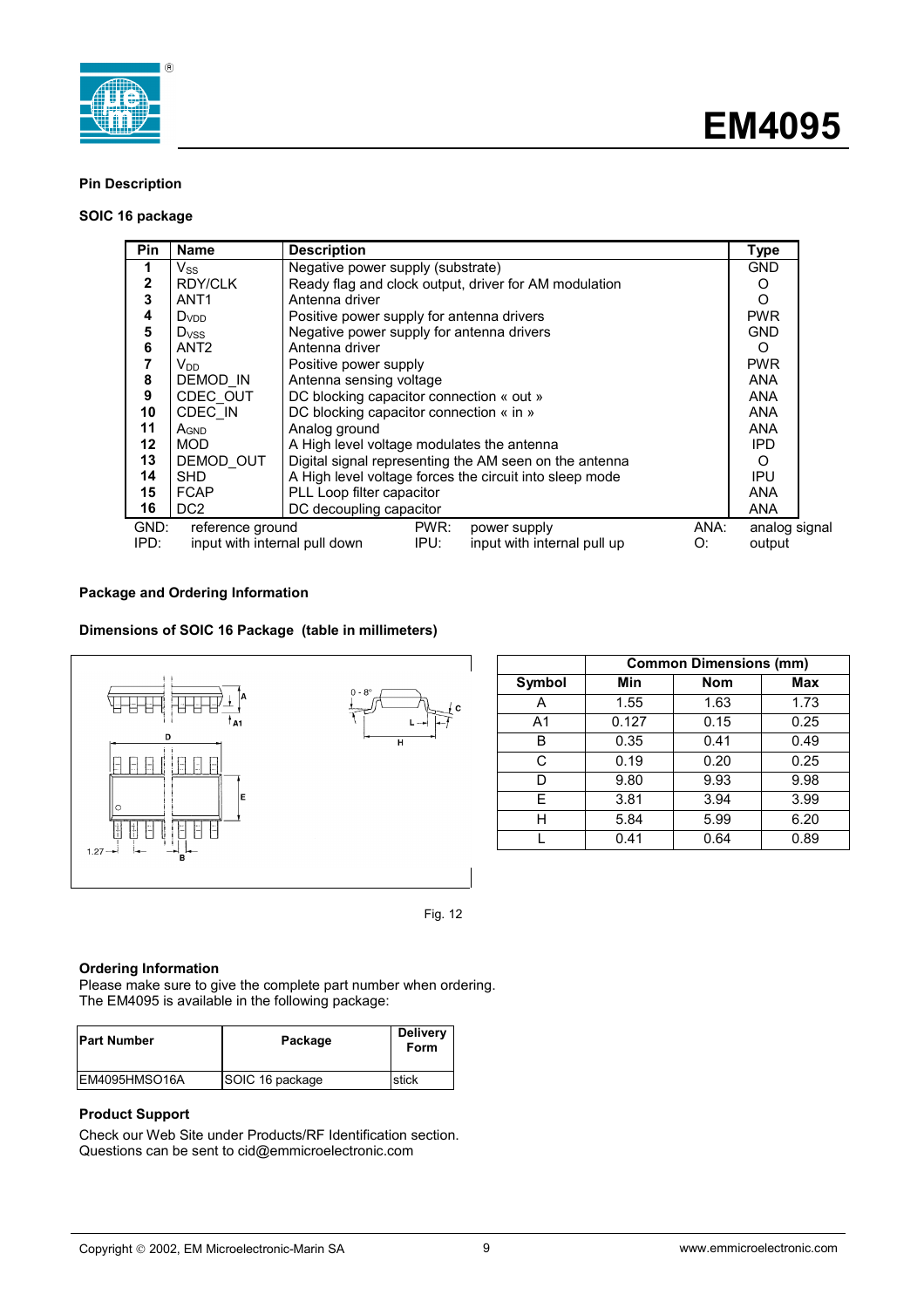## Pin Description

### SOIC 16 package

| Pin | Name | Description | Type |
|---|---|---|---|
| 1 | $V_{SS}$ | Negative power supply (substrate) | GND |
| 2 | RDY/CLK | Ready flag and clock output, driver for AM modulation | O |
| 3 | ANT1 | Antenna driver | O |
| 4 | $D_{VDD}$ | Positive power supply for antenna drivers | PWR |
| 5 | $D_{VSS}$ | Negative power supply for antenna drivers | GND |
| 6 | ANT2 | Antenna driver | O |
| 7 | $V_{DD}$ | Positive power supply | PWR |
| 8 | DEMOD_IN | Antenna sensing voltage | ANA |
| 9 | CDEC_OUT | DC blocking capacitor connection « out » | ANA |
| 10 | CDEC_IN | DC blocking capacitor connection « in » | ANA |
| 11 | $A_{GND}$ | Analog ground | ANA |
| 12 | MOD | A High level voltage modulates the antenna | IPD |
| 13 | DEMOD_OUT | Digital signal representing the AM seen on the antenna | O |
| 14 | SHD | A High level voltage forces the circuit into sleep mode | IPU |
| 15 | FCAP | PLL Loop filter capacitor | ANA |
| 16 | DC2 | DC decoupling capacitor | ANA |

GND: reference ground  PWR: power supply  ANA: analog signal
IPD: input with internal pull down  IPU: input with internal pull up  O: output

## Package and Ordering Information

### Dimensions of SOIC 16 Package (table in millimeters)

| Symbol | Common Dimensions (mm) | | |
|---|---|---|---|
| | Min | Nom | Max |
| A | 1.55 | 1.63 | 1.73 |
| A1 | 0.127 | 0.15 | 0.25 |
| B | 0.35 | 0.41 | 0.49 |
| C | 0.19 | 0.20 | 0.25 |
| D | 9.80 | 9.93 | 9.98 |
| E | 3.81 | 3.94 | 3.99 |
| H | 5.84 | 5.99 | 6.20 |
| L | 0.41 | 0.64 | 0.89 |

Fig. 12

### Ordering Information

Please make sure to give the complete part number when ordering.
The EM4095 is available in the following package:

| Part Number | Package | Delivery Form |
|---|---|---|
| EM4095HMSO16A | SOIC 16 package | stick |

### Product Support

Check our Web Site under Products/RF Identification section.
Questions can be sent to cid@emmicroelectronic.com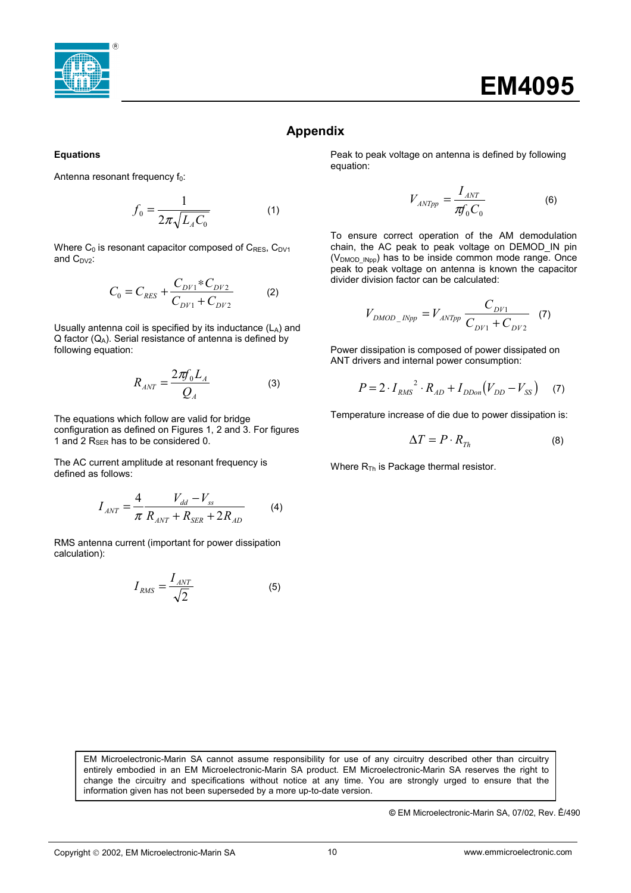# EM4095

## Appendix

**Equations**

Antenna resonant frequency $f_0$:

$$f_0 = \frac{1}{2\pi\sqrt{L_A C_0}} \qquad (1)$$

Where $C_0$ is resonant capacitor composed of $C_{RES}$, $C_{DV1}$ and $C_{DV2}$:

$$C_0 = C_{RES} + \frac{C_{DV1} * C_{DV2}}{C_{DV1} + C_{DV2}} \qquad (2)$$

Usually antenna coil is specified by its inductance ($L_A$) and Q factor ($Q_A$). Serial resistance of antenna is defined by following equation:

$$R_{ANT} = \frac{2\pi f_0 L_A}{Q_A} \qquad (3)$$

The equations which follow are valid for bridge configuration as defined on Figures 1, 2 and 3. For figures 1 and 2 $R_{SER}$ has to be considered 0.

The AC current amplitude at resonant frequency is defined as follows:

$$I_{ANT} = \frac{4}{\pi} \frac{V_{dd} - V_{ss}}{R_{ANT} + R_{SER} + 2R_{AD}} \qquad (4)$$

RMS antenna current (important for power dissipation calculation):

$$I_{RMS} = \frac{I_{ANT}}{\sqrt{2}} \qquad (5)$$

Peak to peak voltage on antenna is defined by following equation:

$$V_{ANTpp} = \frac{I_{ANT}}{\pi f_0 C_0} \qquad (6)$$

To ensure correct operation of the AM demodulation chain, the AC peak to peak voltage on DEMOD_IN pin ($V_{DMOD\_INpp}$) has to be inside common mode range. Once peak to peak voltage on antenna is known the capacitor divider division factor can be calculated:

$$V_{DMOD\_INpp} = V_{ANTpp} \frac{C_{DV1}}{C_{DV1} + C_{DV2}} \qquad (7)$$

Power dissipation is composed of power dissipated on ANT drivers and internal power consumption:

$$P = 2 \cdot I_{RMS}{}^2 \cdot R_{AD} + I_{DDon}(V_{DD} - V_{SS}) \qquad (7)$$

Temperature increase of die due to power dissipation is:

$$\Delta T = P \cdot R_{Th} \qquad (8)$$

Where $R_{Th}$ is Package thermal resistor.

EM Microelectronic-Marin SA cannot assume responsibility for use of any circuitry described other than circuitry entirely embodied in an EM Microelectronic-Marin SA product. EM Microelectronic-Marin SA reserves the right to change the circuitry and specifications without notice at any time. You are strongly urged to ensure that the information given has not been superseded by a more up-to-date version.

© EM Microelectronic-Marin SA, 07/02, Rev. Ê/490